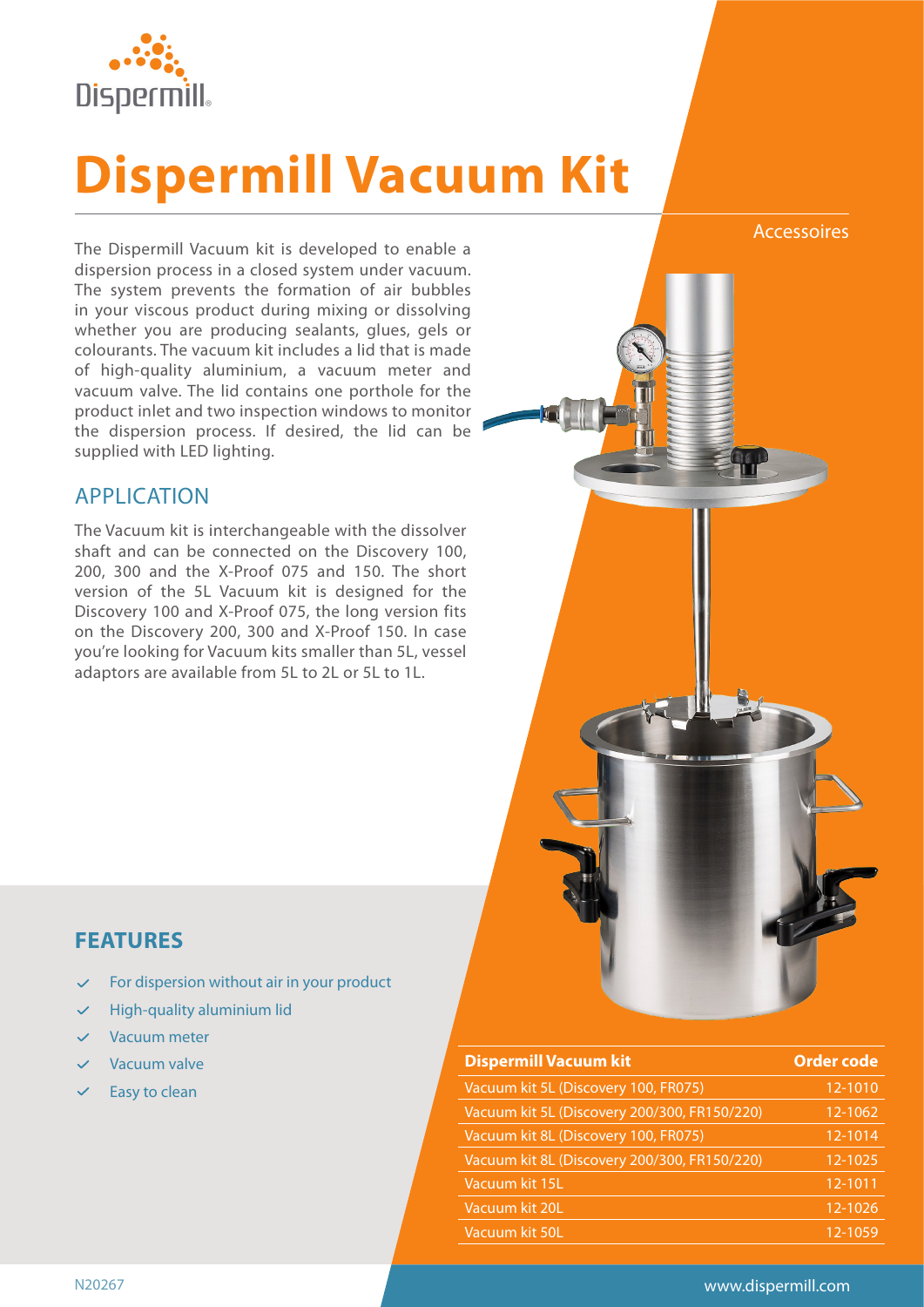# Dispermill Vacuum Kit

Accessoires

The Dispermill Vacuum kit is developed to enable a dispersion process in a closed system under vacuum. The system prevents the formation of air bubbles in your viscous product during mixing or dissolving whether you are producing sealants, glues, gels or colourants. The vacuum kit includes a lid that is made of high-quality aluminium, a vacuum meter and vacuum valve. The lid contains one porthole for the product inlet and two inspection windows to monitor the dispersion process. If desired, the lid can be supplied with LED lighting.

## APPLICATION

The Vacuum kit is interchangeable with the dissolver shaft and can be connected on the Discovery 100, 200, 300 and the X-Proof 075 and 150. The short version of the 5L Vacuum kit is designed for the Discovery 100 and X-Proof 075, the long version fits on the Discovery 200, 300 and X-Proof 150. In case you're looking for Vacuum kits smaller than 5L, vessel adaptors are available from 5L to 2L or 5L to 1L.

## FEATURES

- For dispersion without air in your product
- High-quality aluminium lid
- Vacuum meter
- Vacuum valve
- Easy to clean

| Dispermill Vacuum kit | Order code |
| --- | --- |
| Vacuum kit 5L (Discovery 100, FR075) | 12-1010 |
| Vacuum kit 5L (Discovery 200/300, FR150/220) | 12-1062 |
| Vacuum kit 8L (Discovery 100, FR075) | 12-1014 |
| Vacuum kit 8L (Discovery 200/300, FR150/220) | 12-1025 |
| Vacuum kit 15L | 12-1011 |
| Vacuum kit 20L | 12-1026 |
| Vacuum kit 50L | 12-1059 |

N20267

www.dispermill.com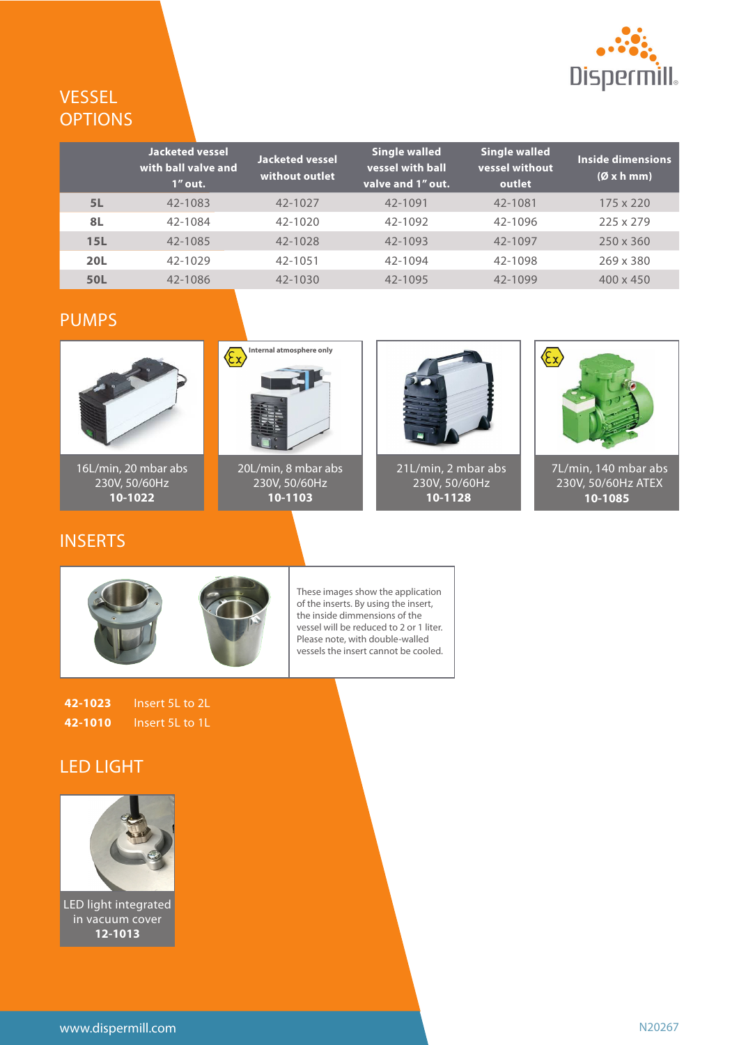## VESSEL OPTIONS

| | Jacketed vessel with ball valve and 1" out. | Jacketed vessel without outlet | Single walled vessel with ball valve and 1" out. | Single walled vessel without outlet | Inside dimensions (Ø x h mm) |
|---|---|---|---|---|---|
| **5L** | 42-1083 | 42-1027 | 42-1091 | 42-1081 | 175 x 220 |
| **8L** | 42-1084 | 42-1020 | 42-1092 | 42-1096 | 225 x 279 |
| **15L** | 42-1085 | 42-1028 | 42-1093 | 42-1097 | 250 x 360 |
| **20L** | 42-1029 | 42-1051 | 42-1094 | 42-1098 | 269 x 380 |
| **50L** | 42-1086 | 42-1030 | 42-1095 | 42-1099 | 400 x 450 |

## PUMPS

16L/min, 20 mbar abs
230V, 50/60Hz
**10-1022**

Internal atmosphere only

20L/min, 8 mbar abs
230V, 50/60Hz
**10-1103**

21L/min, 2 mbar abs
230V, 50/60Hz
**10-1128**

7L/min, 140 mbar abs
230V, 50/60Hz ATEX
**10-1085**

## INSERTS

These images show the application of the inserts. By using the insert, the inside dimmensions of the vessel will be reduced to 2 or 1 liter. Please note, with double-walled vessels the insert cannot be cooled.

**42-1023** Insert 5L to 2L
**42-1010** Insert 5L to 1L

## LED LIGHT

LED light integrated in vacuum cover
**12-1013**

www.dispermill.com

N20267